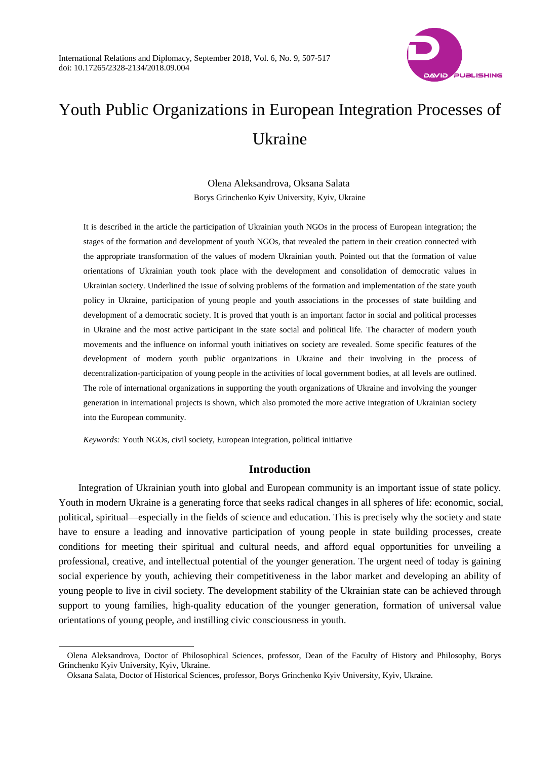# Youth Public Organizations in European Integration Processes of Ukraine

Olena Aleksandrova, Oksana Salata

Borys Grinchenko Kyiv University, Kyiv, Ukraine

It is described in the article the participation of Ukrainian youth NGOs in the process of European integration; the stages of the formation and development of youth NGOs, that revealed the pattern in their creation connected with the appropriate transformation of the values of modern Ukrainian youth. Pointed out that the formation of value orientations of Ukrainian youth took place with the development and consolidation of democratic values in Ukrainian society. Underlined the issue of solving problems of the formation and implementation of the state youth policy in Ukraine, participation of young people and youth associations in the processes of state building and development of a democratic society. It is proved that youth is an important factor in social and political processes in Ukraine and the most active participant in the state social and political life. The character of modern youth movements and the influence on informal youth initiatives on society are revealed. Some specific features of the development of modern youth public organizations in Ukraine and their involving in the process of decentralization-participation of young people in the activities of local government bodies, at all levels are outlined. The role of international organizations in supporting the youth organizations of Ukraine and involving the younger generation in international projects is shown, which also promoted the more active integration of Ukrainian society into the European community.

*Keywords:* Youth NGOs, civil society, European integration, political initiative

## Introduction

Integration of Ukrainian youth into global and European community is an important issue of state policy. Youth in modern Ukraine is a generating force that seeks radical changes in all spheres of life: economic, social, political, spiritual—especially in the fields of science and education. This is precisely why the society and state have to ensure a leading and innovative participation of young people in state building processes, create conditions for meeting their spiritual and cultural needs, and afford equal opportunities for unveiling a professional, creative, and intellectual potential of the younger generation. The urgent need of today is gaining social experience by youth, achieving their competitiveness in the labor market and developing an ability of young people to live in civil society. The development stability of the Ukrainian state can be achieved through support to young families, high-quality education of the younger generation, formation of universal value orientations of young people, and instilling civic consciousness in youth.

---

Olena Aleksandrova, Doctor of Philosophical Sciences, professor, Dean of the Faculty of History and Philosophy, Borys Grinchenko Kyiv University, Kyiv, Ukraine.

Oksana Salata, Doctor of Historical Sciences, professor, Borys Grinchenko Kyiv University, Kyiv, Ukraine.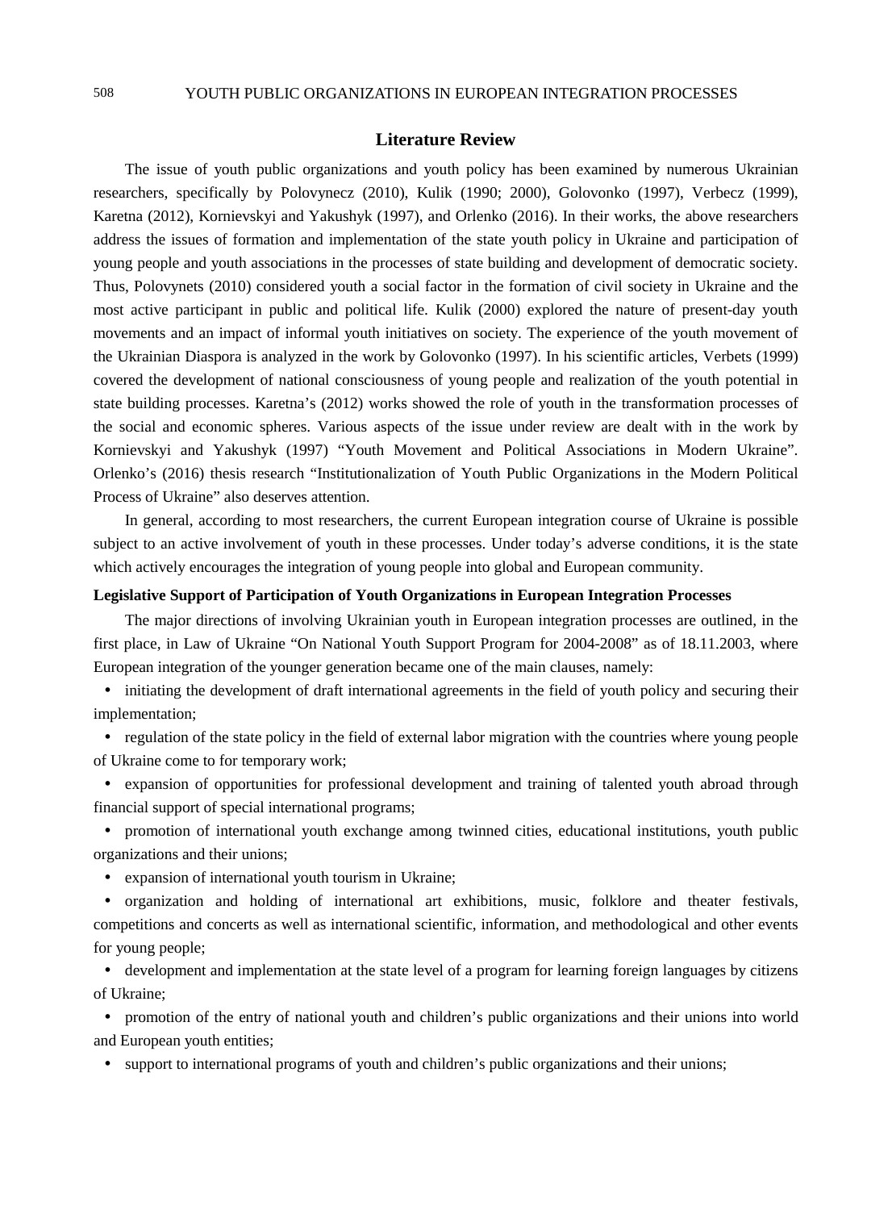## Literature Review

The issue of youth public organizations and youth policy has been examined by numerous Ukrainian researchers, specifically by Polovynecz (2010), Kulik (1990; 2000), Golovonko (1997), Verbecz (1999), Karetna (2012), Kornievskyi and Yakushyk (1997), and Orlenko (2016). In their works, the above researchers address the issues of formation and implementation of the state youth policy in Ukraine and participation of young people and youth associations in the processes of state building and development of democratic society. Thus, Polovynets (2010) considered youth a social factor in the formation of civil society in Ukraine and the most active participant in public and political life. Kulik (2000) explored the nature of present-day youth movements and an impact of informal youth initiatives on society. The experience of the youth movement of the Ukrainian Diaspora is analyzed in the work by Golovonko (1997). In his scientific articles, Verbets (1999) covered the development of national consciousness of young people and realization of the youth potential in state building processes. Karetna's (2012) works showed the role of youth in the transformation processes of the social and economic spheres. Various aspects of the issue under review are dealt with in the work by Kornievskyi and Yakushyk (1997) "Youth Movement and Political Associations in Modern Ukraine". Orlenko's (2016) thesis research "Institutionalization of Youth Public Organizations in the Modern Political Process of Ukraine" also deserves attention.

In general, according to most researchers, the current European integration course of Ukraine is possible subject to an active involvement of youth in these processes. Under today's adverse conditions, it is the state which actively encourages the integration of young people into global and European community.

### Legislative Support of Participation of Youth Organizations in European Integration Processes

The major directions of involving Ukrainian youth in European integration processes are outlined, in the first place, in Law of Ukraine "On National Youth Support Program for 2004-2008" as of 18.11.2003, where European integration of the younger generation became one of the main clauses, namely:

- initiating the development of draft international agreements in the field of youth policy and securing their implementation;
- regulation of the state policy in the field of external labor migration with the countries where young people of Ukraine come to for temporary work;
- expansion of opportunities for professional development and training of talented youth abroad through financial support of special international programs;
- promotion of international youth exchange among twinned cities, educational institutions, youth public organizations and their unions;
- expansion of international youth tourism in Ukraine;
- organization and holding of international art exhibitions, music, folklore and theater festivals, competitions and concerts as well as international scientific, information, and methodological and other events for young people;
- development and implementation at the state level of a program for learning foreign languages by citizens of Ukraine;
- promotion of the entry of national youth and children's public organizations and their unions into world and European youth entities;
- support to international programs of youth and children's public organizations and their unions;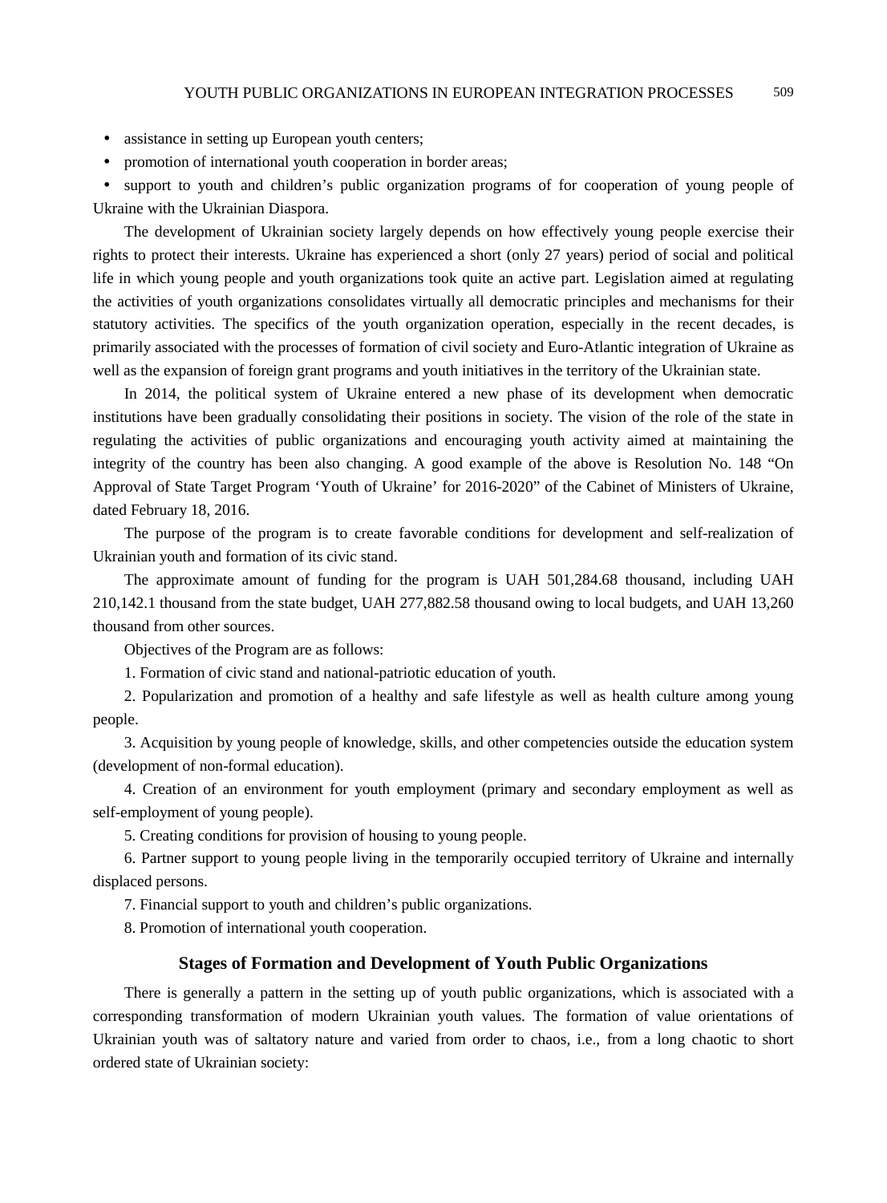- assistance in setting up European youth centers;
- promotion of international youth cooperation in border areas;
- support to youth and children's public organization programs of for cooperation of young people of Ukraine with the Ukrainian Diaspora.

The development of Ukrainian society largely depends on how effectively young people exercise their rights to protect their interests. Ukraine has experienced a short (only 27 years) period of social and political life in which young people and youth organizations took quite an active part. Legislation aimed at regulating the activities of youth organizations consolidates virtually all democratic principles and mechanisms for their statutory activities. The specifics of the youth organization operation, especially in the recent decades, is primarily associated with the processes of formation of civil society and Euro-Atlantic integration of Ukraine as well as the expansion of foreign grant programs and youth initiatives in the territory of the Ukrainian state.

In 2014, the political system of Ukraine entered a new phase of its development when democratic institutions have been gradually consolidating their positions in society. The vision of the role of the state in regulating the activities of public organizations and encouraging youth activity aimed at maintaining the integrity of the country has been also changing. A good example of the above is Resolution No. 148 "On Approval of State Target Program 'Youth of Ukraine' for 2016-2020" of the Cabinet of Ministers of Ukraine, dated February 18, 2016.

The purpose of the program is to create favorable conditions for development and self-realization of Ukrainian youth and formation of its civic stand.

The approximate amount of funding for the program is UAH 501,284.68 thousand, including UAH 210,142.1 thousand from the state budget, UAH 277,882.58 thousand owing to local budgets, and UAH 13,260 thousand from other sources.

Objectives of the Program are as follows:

1. Formation of civic stand and national-patriotic education of youth.
2. Popularization and promotion of a healthy and safe lifestyle as well as health culture among young people.
3. Acquisition by young people of knowledge, skills, and other competencies outside the education system (development of non-formal education).
4. Creation of an environment for youth employment (primary and secondary employment as well as self-employment of young people).
5. Creating conditions for provision of housing to young people.
6. Partner support to young people living in the temporarily occupied territory of Ukraine and internally displaced persons.
7. Financial support to youth and children's public organizations.
8. Promotion of international youth cooperation.

## Stages of Formation and Development of Youth Public Organizations

There is generally a pattern in the setting up of youth public organizations, which is associated with a corresponding transformation of modern Ukrainian youth values. The formation of value orientations of Ukrainian youth was of saltatory nature and varied from order to chaos, i.e., from a long chaotic to short ordered state of Ukrainian society: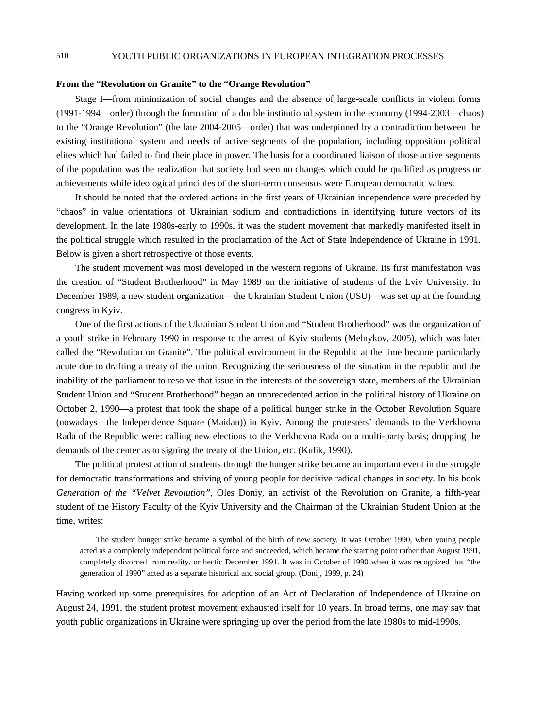**From the "Revolution on Granite" to the "Orange Revolution"**

Stage I—from minimization of social changes and the absence of large-scale conflicts in violent forms (1991-1994—order) through the formation of a double institutional system in the economy (1994-2003—chaos) to the "Orange Revolution" (the late 2004-2005—order) that was underpinned by a contradiction between the existing institutional system and needs of active segments of the population, including opposition political elites which had failed to find their place in power. The basis for a coordinated liaison of those active segments of the population was the realization that society had seen no changes which could be qualified as progress or achievements while ideological principles of the short-term consensus were European democratic values.

It should be noted that the ordered actions in the first years of Ukrainian independence were preceded by "chaos" in value orientations of Ukrainian sodium and contradictions in identifying future vectors of its development. In the late 1980s-early to 1990s, it was the student movement that markedly manifested itself in the political struggle which resulted in the proclamation of the Act of State Independence of Ukraine in 1991. Below is given a short retrospective of those events.

The student movement was most developed in the western regions of Ukraine. Its first manifestation was the creation of "Student Brotherhood" in May 1989 on the initiative of students of the Lviv University. In December 1989, a new student organization—the Ukrainian Student Union (USU)—was set up at the founding congress in Kyiv.

One of the first actions of the Ukrainian Student Union and "Student Brotherhood" was the organization of a youth strike in February 1990 in response to the arrest of Kyiv students (Melnykov, 2005), which was later called the "Revolution on Granite". The political environment in the Republic at the time became particularly acute due to drafting a treaty of the union. Recognizing the seriousness of the situation in the republic and the inability of the parliament to resolve that issue in the interests of the sovereign state, members of the Ukrainian Student Union and "Student Brotherhood" began an unprecedented action in the political history of Ukraine on October 2, 1990—a protest that took the shape of a political hunger strike in the October Revolution Square (nowadays—the Independence Square (Maidan)) in Kyiv. Among the protesters' demands to the Verkhovna Rada of the Republic were: calling new elections to the Verkhovna Rada on a multi-party basis; dropping the demands of the center as to signing the treaty of the Union, etc. (Kulik, 1990).

The political protest action of students through the hunger strike became an important event in the struggle for democratic transformations and striving of young people for decisive radical changes in society. In his book *Generation of the "Velvet Revolution"*, Oles Doniy, an activist of the Revolution on Granite, a fifth-year student of the History Faculty of the Kyiv University and the Chairman of the Ukrainian Student Union at the time, writes:

> The student hunger strike became a symbol of the birth of new society. It was October 1990, when young people acted as a completely independent political force and succeeded, which became the starting point rather than August 1991, completely divorced from reality, or hectic December 1991. It was in October of 1990 when it was recognized that "the generation of 1990" acted as a separate historical and social group. (Donij, 1999, p. 24)

Having worked up some prerequisites for adoption of an Act of Declaration of Independence of Ukraine on August 24, 1991, the student protest movement exhausted itself for 10 years. In broad terms, one may say that youth public organizations in Ukraine were springing up over the period from the late 1980s to mid-1990s.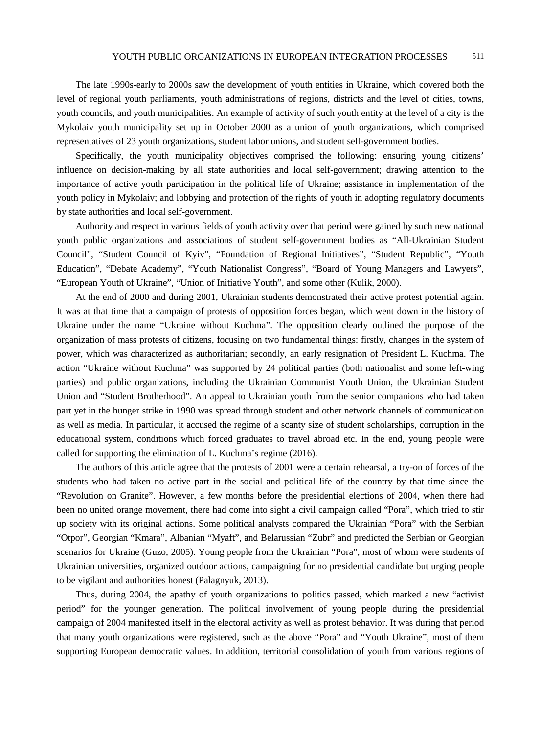The late 1990s-early to 2000s saw the development of youth entities in Ukraine, which covered both the level of regional youth parliaments, youth administrations of regions, districts and the level of cities, towns, youth councils, and youth municipalities. An example of activity of such youth entity at the level of a city is the Mykolaiv youth municipality set up in October 2000 as a union of youth organizations, which comprised representatives of 23 youth organizations, student labor unions, and student self-government bodies.

Specifically, the youth municipality objectives comprised the following: ensuring young citizens' influence on decision-making by all state authorities and local self-government; drawing attention to the importance of active youth participation in the political life of Ukraine; assistance in implementation of the youth policy in Mykolaiv; and lobbying and protection of the rights of youth in adopting regulatory documents by state authorities and local self-government.

Authority and respect in various fields of youth activity over that period were gained by such new national youth public organizations and associations of student self-government bodies as "All-Ukrainian Student Council", "Student Council of Kyiv", "Foundation of Regional Initiatives", "Student Republic", "Youth Education", "Debate Academy", "Youth Nationalist Congress", "Board of Young Managers and Lawyers", "European Youth of Ukraine", "Union of Initiative Youth", and some other (Kulik, 2000).

At the end of 2000 and during 2001, Ukrainian students demonstrated their active protest potential again. It was at that time that a campaign of protests of opposition forces began, which went down in the history of Ukraine under the name "Ukraine without Kuchma". The opposition clearly outlined the purpose of the organization of mass protests of citizens, focusing on two fundamental things: firstly, changes in the system of power, which was characterized as authoritarian; secondly, an early resignation of President L. Kuchma. The action "Ukraine without Kuchma" was supported by 24 political parties (both nationalist and some left-wing parties) and public organizations, including the Ukrainian Communist Youth Union, the Ukrainian Student Union and "Student Brotherhood". An appeal to Ukrainian youth from the senior companions who had taken part yet in the hunger strike in 1990 was spread through student and other network channels of communication as well as media. In particular, it accused the regime of a scanty size of student scholarships, corruption in the educational system, conditions which forced graduates to travel abroad etc. In the end, young people were called for supporting the elimination of L. Kuchma's regime (2016).

The authors of this article agree that the protests of 2001 were a certain rehearsal, a try-on of forces of the students who had taken no active part in the social and political life of the country by that time since the "Revolution on Granite". However, a few months before the presidential elections of 2004, when there had been no united orange movement, there had come into sight a civil campaign called "Pora", which tried to stir up society with its original actions. Some political analysts compared the Ukrainian "Pora" with the Serbian "Otpor", Georgian "Kmara", Albanian "Myaft", and Belarussian "Zubr" and predicted the Serbian or Georgian scenarios for Ukraine (Guzo, 2005). Young people from the Ukrainian "Pora", most of whom were students of Ukrainian universities, organized outdoor actions, campaigning for no presidential candidate but urging people to be vigilant and authorities honest (Palagnyuk, 2013).

Thus, during 2004, the apathy of youth organizations to politics passed, which marked a new "activist period" for the younger generation. The political involvement of young people during the presidential campaign of 2004 manifested itself in the electoral activity as well as protest behavior. It was during that period that many youth organizations were registered, such as the above "Pora" and "Youth Ukraine", most of them supporting European democratic values. In addition, territorial consolidation of youth from various regions of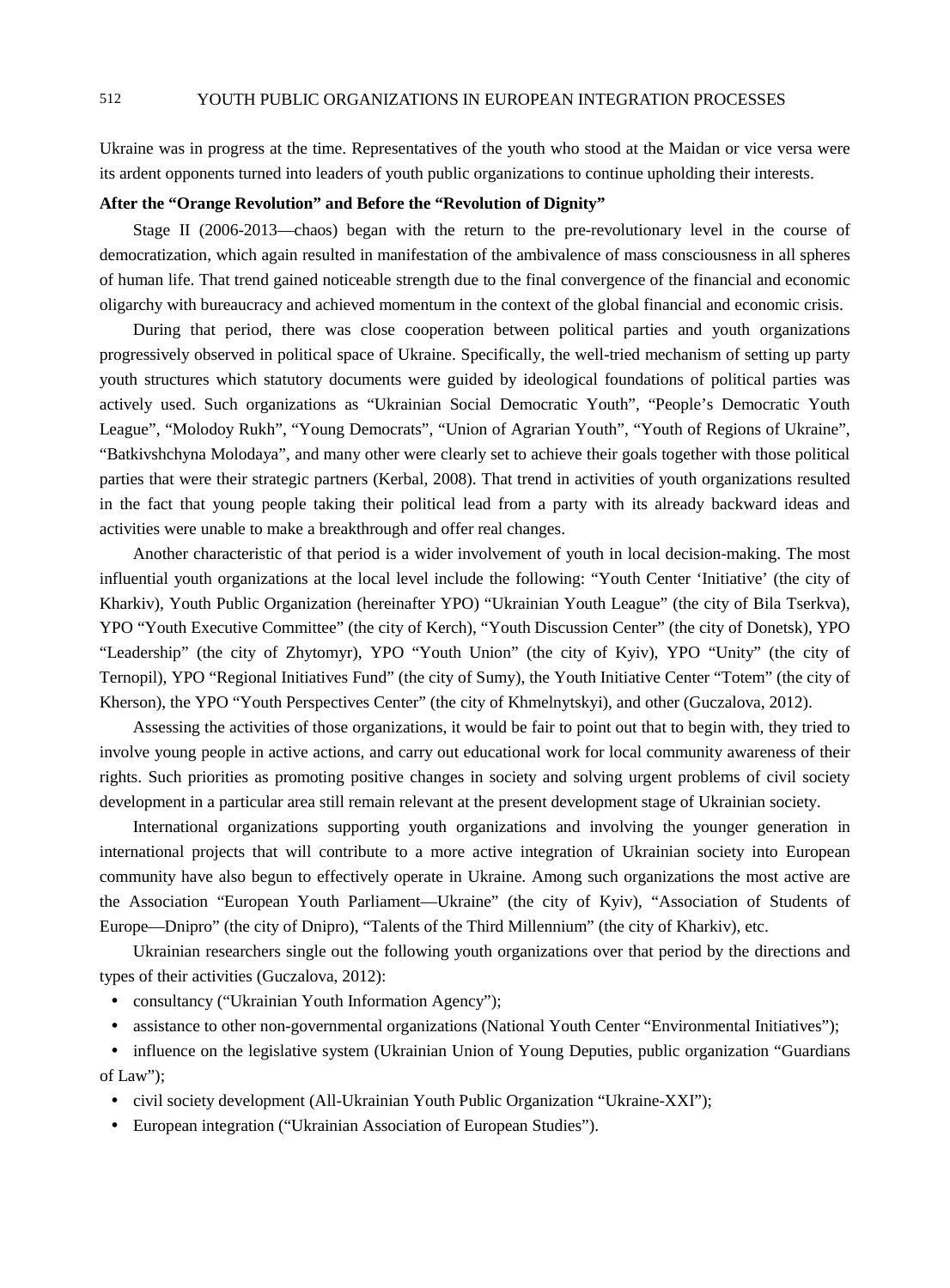Ukraine was in progress at the time. Representatives of the youth who stood at the Maidan or vice versa were its ardent opponents turned into leaders of youth public organizations to continue upholding their interests.

**After the "Orange Revolution" and Before the "Revolution of Dignity"**

Stage II (2006-2013—chaos) began with the return to the pre-revolutionary level in the course of democratization, which again resulted in manifestation of the ambivalence of mass consciousness in all spheres of human life. That trend gained noticeable strength due to the final convergence of the financial and economic oligarchy with bureaucracy and achieved momentum in the context of the global financial and economic crisis.

During that period, there was close cooperation between political parties and youth organizations progressively observed in political space of Ukraine. Specifically, the well-tried mechanism of setting up party youth structures which statutory documents were guided by ideological foundations of political parties was actively used. Such organizations as "Ukrainian Social Democratic Youth", "People's Democratic Youth League", "Molodoy Rukh", "Young Democrats", "Union of Agrarian Youth", "Youth of Regions of Ukraine", "Batkivshchyna Molodaya", and many other were clearly set to achieve their goals together with those political parties that were their strategic partners (Kerbal, 2008). That trend in activities of youth organizations resulted in the fact that young people taking their political lead from a party with its already backward ideas and activities were unable to make a breakthrough and offer real changes.

Another characteristic of that period is a wider involvement of youth in local decision-making. The most influential youth organizations at the local level include the following: "Youth Center 'Initiative' (the city of Kharkiv), Youth Public Organization (hereinafter YPO) "Ukrainian Youth League" (the city of Bila Tserkva), YPO "Youth Executive Committee" (the city of Kerch), "Youth Discussion Center" (the city of Donetsk), YPO "Leadership" (the city of Zhytomyr), YPO "Youth Union" (the city of Kyiv), YPO "Unity" (the city of Ternopil), YPO "Regional Initiatives Fund" (the city of Sumy), the Youth Initiative Center "Totem" (the city of Kherson), the YPO "Youth Perspectives Center" (the city of Khmelnytskyi), and other (Guczalova, 2012).

Assessing the activities of those organizations, it would be fair to point out that to begin with, they tried to involve young people in active actions, and carry out educational work for local community awareness of their rights. Such priorities as promoting positive changes in society and solving urgent problems of civil society development in a particular area still remain relevant at the present development stage of Ukrainian society.

International organizations supporting youth organizations and involving the younger generation in international projects that will contribute to a more active integration of Ukrainian society into European community have also begun to effectively operate in Ukraine. Among such organizations the most active are the Association "European Youth Parliament—Ukraine" (the city of Kyiv), "Association of Students of Europe—Dnipro" (the city of Dnipro), "Talents of the Third Millennium" (the city of Kharkiv), etc.

Ukrainian researchers single out the following youth organizations over that period by the directions and types of their activities (Guczalova, 2012):

- consultancy ("Ukrainian Youth Information Agency");
- assistance to other non-governmental organizations (National Youth Center "Environmental Initiatives");
- influence on the legislative system (Ukrainian Union of Young Deputies, public organization "Guardians of Law");
- civil society development (All-Ukrainian Youth Public Organization "Ukraine-XXI");
- European integration ("Ukrainian Association of European Studies").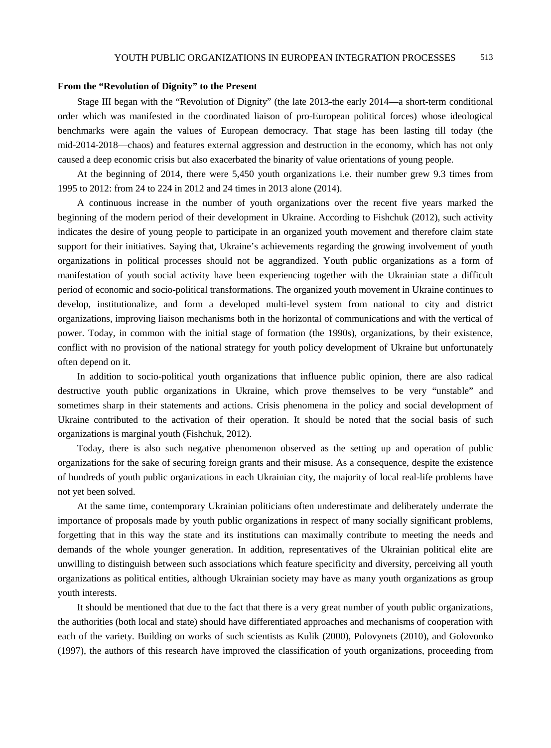### From the "Revolution of Dignity" to the Present

Stage III began with the "Revolution of Dignity" (the late 2013-the early 2014—a short-term conditional order which was manifested in the coordinated liaison of pro-European political forces) whose ideological benchmarks were again the values of European democracy. That stage has been lasting till today (the mid-2014-2018—chaos) and features external aggression and destruction in the economy, which has not only caused a deep economic crisis but also exacerbated the binarity of value orientations of young people.

At the beginning of 2014, there were 5,450 youth organizations i.e. their number grew 9.3 times from 1995 to 2012: from 24 to 224 in 2012 and 24 times in 2013 alone (2014).

A continuous increase in the number of youth organizations over the recent five years marked the beginning of the modern period of their development in Ukraine. According to Fishchuk (2012), such activity indicates the desire of young people to participate in an organized youth movement and therefore claim state support for their initiatives. Saying that, Ukraine's achievements regarding the growing involvement of youth organizations in political processes should not be aggrandized. Youth public organizations as a form of manifestation of youth social activity have been experiencing together with the Ukrainian state a difficult period of economic and socio-political transformations. The organized youth movement in Ukraine continues to develop, institutionalize, and form a developed multi-level system from national to city and district organizations, improving liaison mechanisms both in the horizontal of communications and with the vertical of power. Today, in common with the initial stage of formation (the 1990s), organizations, by their existence, conflict with no provision of the national strategy for youth policy development of Ukraine but unfortunately often depend on it.

In addition to socio-political youth organizations that influence public opinion, there are also radical destructive youth public organizations in Ukraine, which prove themselves to be very "unstable" and sometimes sharp in their statements and actions. Crisis phenomena in the policy and social development of Ukraine contributed to the activation of their operation. It should be noted that the social basis of such organizations is marginal youth (Fishchuk, 2012).

Today, there is also such negative phenomenon observed as the setting up and operation of public organizations for the sake of securing foreign grants and their misuse. As a consequence, despite the existence of hundreds of youth public organizations in each Ukrainian city, the majority of local real-life problems have not yet been solved.

At the same time, contemporary Ukrainian politicians often underestimate and deliberately underrate the importance of proposals made by youth public organizations in respect of many socially significant problems, forgetting that in this way the state and its institutions can maximally contribute to meeting the needs and demands of the whole younger generation. In addition, representatives of the Ukrainian political elite are unwilling to distinguish between such associations which feature specificity and diversity, perceiving all youth organizations as political entities, although Ukrainian society may have as many youth organizations as group youth interests.

It should be mentioned that due to the fact that there is a very great number of youth public organizations, the authorities (both local and state) should have differentiated approaches and mechanisms of cooperation with each of the variety. Building on works of such scientists as Kulik (2000), Polovynets (2010), and Golovonko (1997), the authors of this research have improved the classification of youth organizations, proceeding from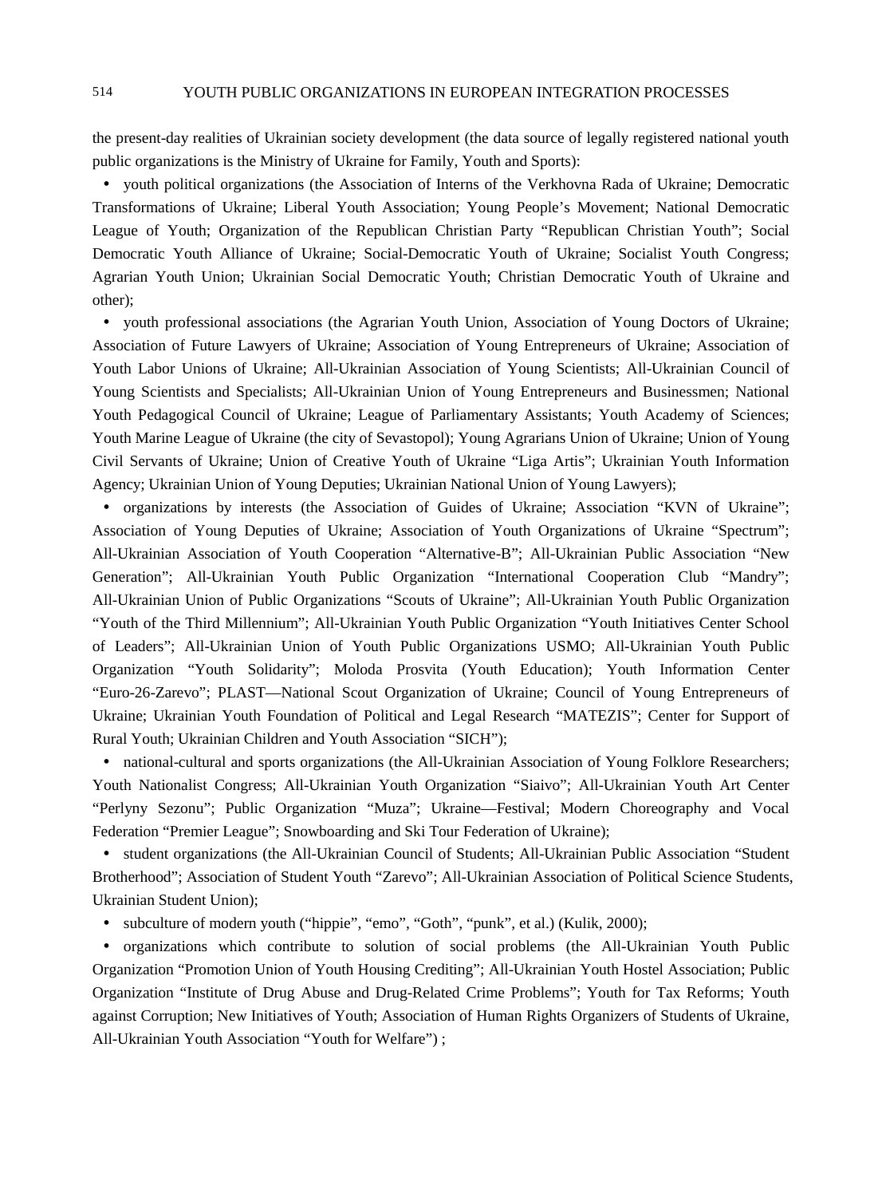the present-day realities of Ukrainian society development (the data source of legally registered national youth public organizations is the Ministry of Ukraine for Family, Youth and Sports):

- youth political organizations (the Association of Interns of the Verkhovna Rada of Ukraine; Democratic Transformations of Ukraine; Liberal Youth Association; Young People's Movement; National Democratic League of Youth; Organization of the Republican Christian Party "Republican Christian Youth"; Social Democratic Youth Alliance of Ukraine; Social-Democratic Youth of Ukraine; Socialist Youth Congress; Agrarian Youth Union; Ukrainian Social Democratic Youth; Christian Democratic Youth of Ukraine and other);
- youth professional associations (the Agrarian Youth Union, Association of Young Doctors of Ukraine; Association of Future Lawyers of Ukraine; Association of Young Entrepreneurs of Ukraine; Association of Youth Labor Unions of Ukraine; All-Ukrainian Association of Young Scientists; All-Ukrainian Council of Young Scientists and Specialists; All-Ukrainian Union of Young Entrepreneurs and Businessmen; National Youth Pedagogical Council of Ukraine; League of Parliamentary Assistants; Youth Academy of Sciences; Youth Marine League of Ukraine (the city of Sevastopol); Young Agrarians Union of Ukraine; Union of Young Civil Servants of Ukraine; Union of Creative Youth of Ukraine "Liga Artis"; Ukrainian Youth Information Agency; Ukrainian Union of Young Deputies; Ukrainian National Union of Young Lawyers);
- organizations by interests (the Association of Guides of Ukraine; Association "KVN of Ukraine"; Association of Young Deputies of Ukraine; Association of Youth Organizations of Ukraine "Spectrum"; All-Ukrainian Association of Youth Cooperation "Alternative-B"; All-Ukrainian Public Association "New Generation"; All-Ukrainian Youth Public Organization "International Cooperation Club "Mandry"; All-Ukrainian Union of Public Organizations "Scouts of Ukraine"; All-Ukrainian Youth Public Organization "Youth of the Third Millennium"; All-Ukrainian Youth Public Organization "Youth Initiatives Center School of Leaders"; All-Ukrainian Union of Youth Public Organizations USMO; All-Ukrainian Youth Public Organization "Youth Solidarity"; Moloda Prosvita (Youth Education); Youth Information Center "Euro-26-Zarevo"; PLAST—National Scout Organization of Ukraine; Council of Young Entrepreneurs of Ukraine; Ukrainian Youth Foundation of Political and Legal Research "MATEZIS"; Center for Support of Rural Youth; Ukrainian Children and Youth Association "SICH");
- national-cultural and sports organizations (the All-Ukrainian Association of Young Folklore Researchers; Youth Nationalist Congress; All-Ukrainian Youth Organization "Siaivo"; All-Ukrainian Youth Art Center "Perlyny Sezonu"; Public Organization "Muza"; Ukraine—Festival; Modern Choreography and Vocal Federation "Premier League"; Snowboarding and Ski Tour Federation of Ukraine);
- student organizations (the All-Ukrainian Council of Students; All-Ukrainian Public Association "Student Brotherhood"; Association of Student Youth "Zarevo"; All-Ukrainian Association of Political Science Students, Ukrainian Student Union);
- subculture of modern youth ("hippie", "emo", "Goth", "punk", et al.) (Kulik, 2000);
- organizations which contribute to solution of social problems (the All-Ukrainian Youth Public Organization "Promotion Union of Youth Housing Crediting"; All-Ukrainian Youth Hostel Association; Public Organization "Institute of Drug Abuse and Drug-Related Crime Problems"; Youth for Tax Reforms; Youth against Corruption; New Initiatives of Youth; Association of Human Rights Organizers of Students of Ukraine, All-Ukrainian Youth Association "Youth for Welfare") ;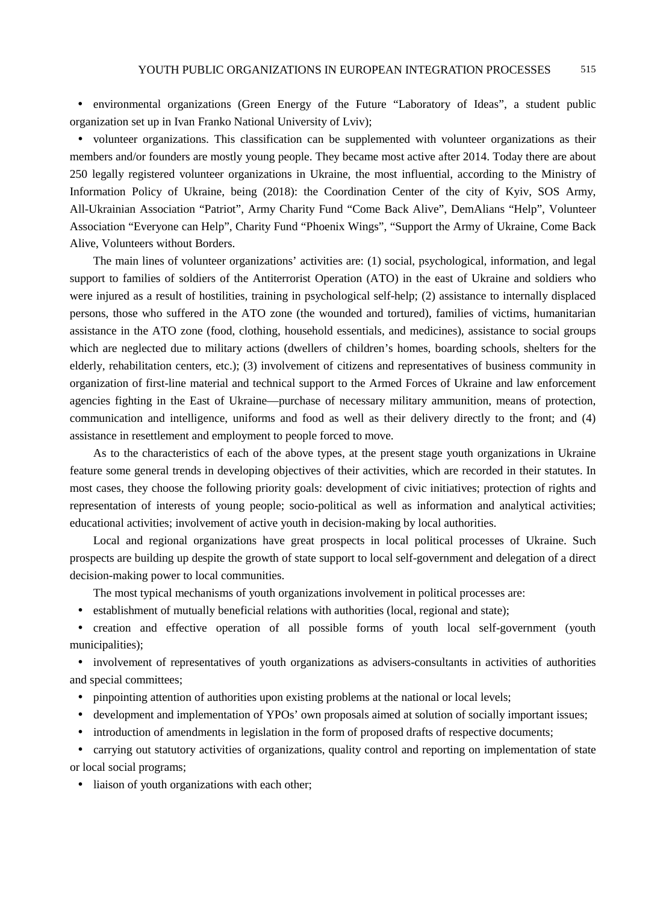- environmental organizations (Green Energy of the Future "Laboratory of Ideas", a student public organization set up in Ivan Franko National University of Lviv);
- volunteer organizations. This classification can be supplemented with volunteer organizations as their members and/or founders are mostly young people. They became most active after 2014. Today there are about 250 legally registered volunteer organizations in Ukraine, the most influential, according to the Ministry of Information Policy of Ukraine, being (2018): the Coordination Center of the city of Kyiv, SOS Army, All-Ukrainian Association "Patriot", Army Charity Fund "Come Back Alive", DemAlians "Help", Volunteer Association "Everyone can Help", Charity Fund "Phoenix Wings", "Support the Army of Ukraine, Come Back Alive, Volunteers without Borders.

The main lines of volunteer organizations' activities are: (1) social, psychological, information, and legal support to families of soldiers of the Antiterrorist Operation (ATO) in the east of Ukraine and soldiers who were injured as a result of hostilities, training in psychological self-help; (2) assistance to internally displaced persons, those who suffered in the ATO zone (the wounded and tortured), families of victims, humanitarian assistance in the ATO zone (food, clothing, household essentials, and medicines), assistance to social groups which are neglected due to military actions (dwellers of children's homes, boarding schools, shelters for the elderly, rehabilitation centers, etc.); (3) involvement of citizens and representatives of business community in organization of first-line material and technical support to the Armed Forces of Ukraine and law enforcement agencies fighting in the East of Ukraine—purchase of necessary military ammunition, means of protection, communication and intelligence, uniforms and food as well as their delivery directly to the front; and (4) assistance in resettlement and employment to people forced to move.

As to the characteristics of each of the above types, at the present stage youth organizations in Ukraine feature some general trends in developing objectives of their activities, which are recorded in their statutes. In most cases, they choose the following priority goals: development of civic initiatives; protection of rights and representation of interests of young people; socio-political as well as information and analytical activities; educational activities; involvement of active youth in decision-making by local authorities.

Local and regional organizations have great prospects in local political processes of Ukraine. Such prospects are building up despite the growth of state support to local self-government and delegation of a direct decision-making power to local communities.

The most typical mechanisms of youth organizations involvement in political processes are:

- establishment of mutually beneficial relations with authorities (local, regional and state);
- creation and effective operation of all possible forms of youth local self-government (youth municipalities);
- involvement of representatives of youth organizations as advisers-consultants in activities of authorities and special committees;
- pinpointing attention of authorities upon existing problems at the national or local levels;
- development and implementation of YPOs' own proposals aimed at solution of socially important issues;
- introduction of amendments in legislation in the form of proposed drafts of respective documents;
- carrying out statutory activities of organizations, quality control and reporting on implementation of state or local social programs;
- liaison of youth organizations with each other;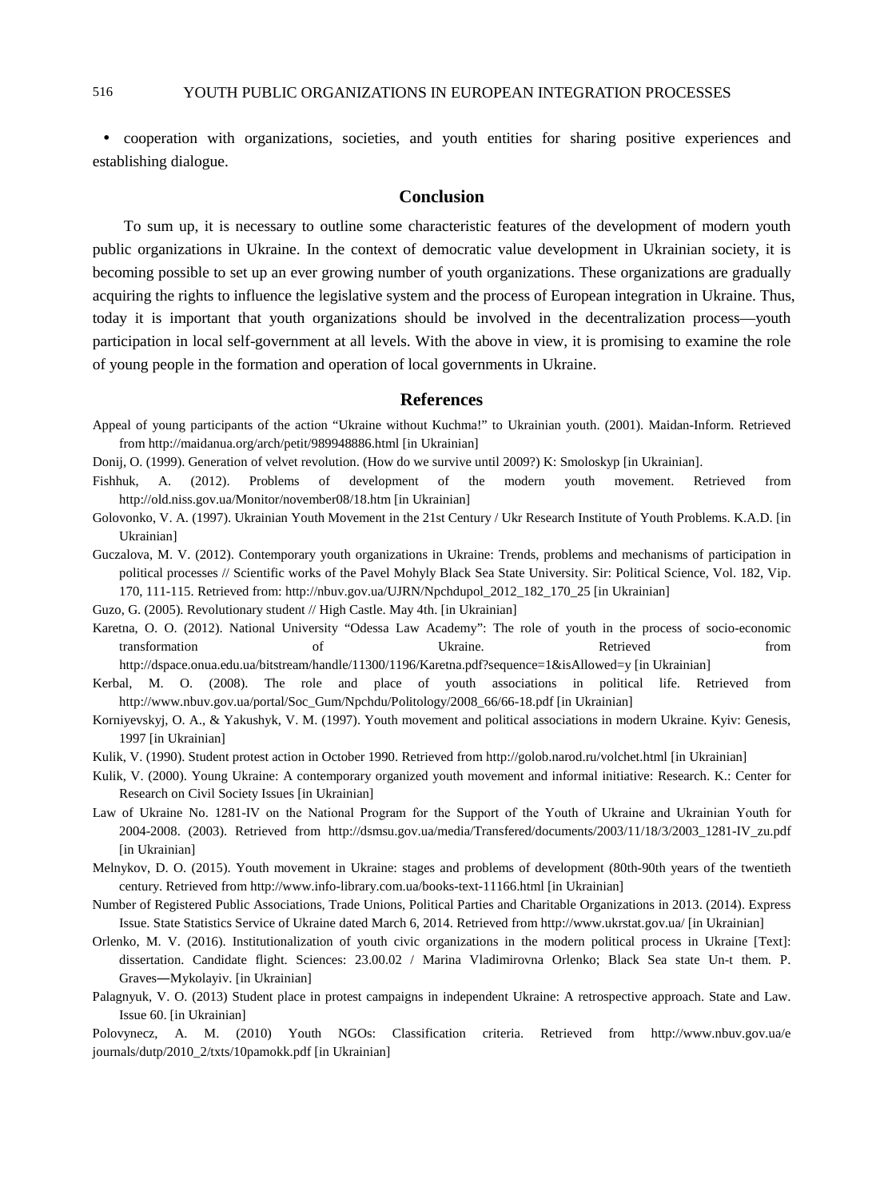- cooperation with organizations, societies, and youth entities for sharing positive experiences and establishing dialogue.

## Conclusion

To sum up, it is necessary to outline some characteristic features of the development of modern youth public organizations in Ukraine. In the context of democratic value development in Ukrainian society, it is becoming possible to set up an ever growing number of youth organizations. These organizations are gradually acquiring the rights to influence the legislative system and the process of European integration in Ukraine. Thus, today it is important that youth organizations should be involved in the decentralization process—youth participation in local self-government at all levels. With the above in view, it is promising to examine the role of young people in the formation and operation of local governments in Ukraine.

## References

Appeal of young participants of the action "Ukraine without Kuchma!" to Ukrainian youth. (2001). Maidan-Inform. Retrieved from http://maidanua.org/arch/petit/989948886.html [in Ukrainian]

Donij, O. (1999). Generation of velvet revolution. (How do we survive until 2009?) K: Smoloskyp [in Ukrainian].

Fishhuk, A. (2012). Problems of development of the modern youth movement. Retrieved from http://old.niss.gov.ua/Monitor/november08/18.htm [in Ukrainian]

Golovonko, V. A. (1997). Ukrainian Youth Movement in the 21st Century / Ukr Research Institute of Youth Problems. K.A.D. [in Ukrainian]

Guczalova, M. V. (2012). Contemporary youth organizations in Ukraine: Trends, problems and mechanisms of participation in political processes // Scientific works of the Pavel Mohyly Black Sea State University. Sir: Political Science, Vol. 182, Vip. 170, 111-115. Retrieved from: http://nbuv.gov.ua/UJRN/Npchdupol_2012_182_170_25 [in Ukrainian]

Guzo, G. (2005). Revolutionary student // High Castle. May 4th. [in Ukrainian]

Karetna, O. O. (2012). National University "Odessa Law Academy": The role of youth in the process of socio-economic transformation of Ukraine. Retrieved from http://dspace.onua.edu.ua/bitstream/handle/11300/1196/Karetna.pdf?sequence=1&isAllowed=y [in Ukrainian]

Kerbal, M. O. (2008). The role and place of youth associations in political life. Retrieved from http://www.nbuv.gov.ua/portal/Soc_Gum/Npchdu/Politology/2008_66/66-18.pdf [in Ukrainian]

Korniyevskyj, O. A., & Yakushyk, V. M. (1997). Youth movement and political associations in modern Ukraine. Kyiv: Genesis, 1997 [in Ukrainian]

Kulik, V. (1990). Student protest action in October 1990. Retrieved from http://golob.narod.ru/volchet.html [in Ukrainian]

Kulik, V. (2000). Young Ukraine: A contemporary organized youth movement and informal initiative: Research. K.: Center for Research on Civil Society Issues [in Ukrainian]

Law of Ukraine No. 1281-IV on the National Program for the Support of the Youth of Ukraine and Ukrainian Youth for 2004-2008. (2003). Retrieved from http://dsmsu.gov.ua/media/Transfered/documents/2003/11/18/3/2003_1281-IV_zu.pdf [in Ukrainian]

Melnykov, D. O. (2015). Youth movement in Ukraine: stages and problems of development (80th-90th years of the twentieth century. Retrieved from http://www.info-library.com.ua/books-text-11166.html [in Ukrainian]

Number of Registered Public Associations, Trade Unions, Political Parties and Charitable Organizations in 2013. (2014). Express Issue. State Statistics Service of Ukraine dated March 6, 2014. Retrieved from http://www.ukrstat.gov.ua/ [in Ukrainian]

Orlenko, M. V. (2016). Institutionalization of youth civic organizations in the modern political process in Ukraine [Text]: dissertation. Candidate flight. Sciences: 23.00.02 / Marina Vladimirovna Orlenko; Black Sea state Un-t them. P. Graves—Mykolayiv. [in Ukrainian]

Palagnyuk, V. O. (2013) Student place in protest campaigns in independent Ukraine: A retrospective approach. State and Law. Issue 60. [in Ukrainian]

Polovynecz, A. M. (2010) Youth NGOs: Classification criteria. Retrieved from http://www.nbuv.gov.ua/e journals/dutp/2010_2/txts/10pamokk.pdf [in Ukrainian]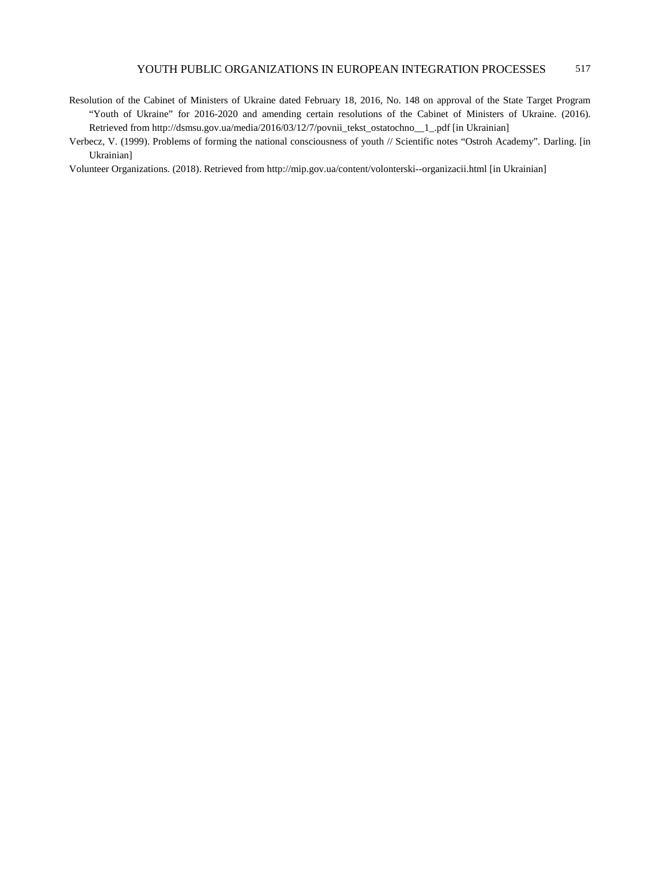Resolution of the Cabinet of Ministers of Ukraine dated February 18, 2016, No. 148 on approval of the State Target Program "Youth of Ukraine" for 2016-2020 and amending certain resolutions of the Cabinet of Ministers of Ukraine. (2016). Retrieved from http://dsmsu.gov.ua/media/2016/03/12/7/povnii_tekst_ostatochno__1_.pdf [in Ukrainian]

Verbecz, V. (1999). Problems of forming the national consciousness of youth // Scientific notes "Ostroh Academy". Darling. [in Ukrainian]

Volunteer Organizations. (2018). Retrieved from http://mip.gov.ua/content/volonterski--organizacii.html [in Ukrainian]